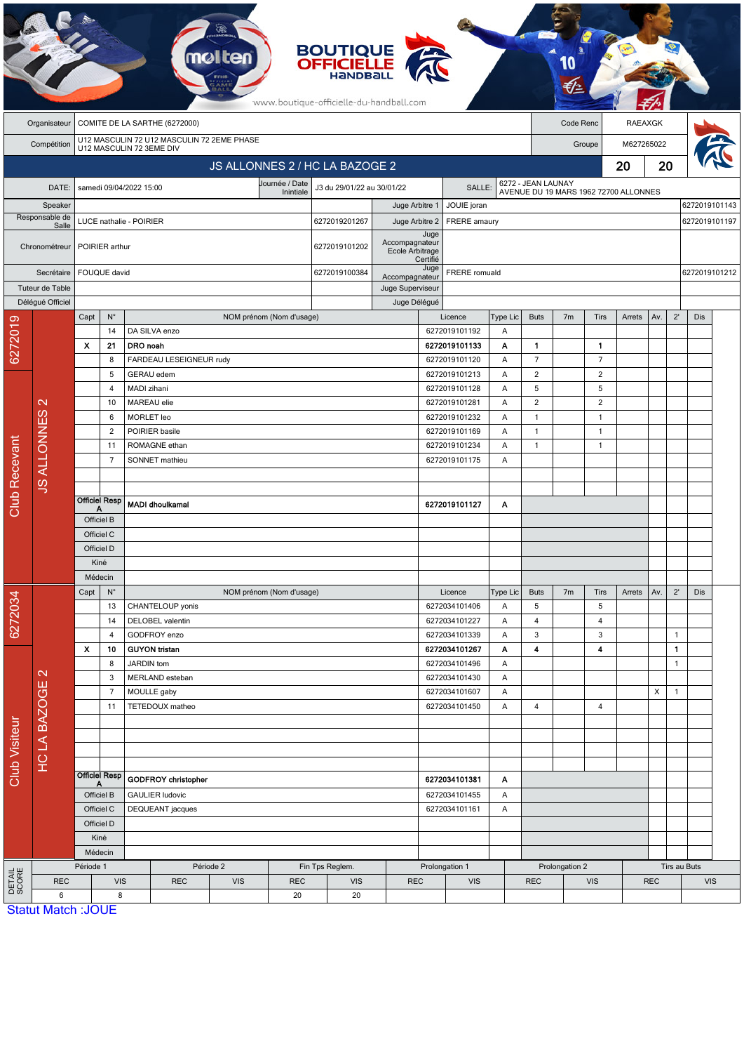| Organisateur | COMITE DE LA SARTHE (6272000) | Code Renc | RAEAXGK |
|---|---|---|---|
| Compétition | U12 MASCULIN 72 U12 MASCULIN 72 2EME PHASE U12 MASCULIN 72 3EME DIV | Groupe | M627265022 |

## JS ALLONNES 2 / HC LA BAZOGE 2 — 20 / 20

| DATE: | samedi 09/04/2022 15:00 | Journée / Date Inintiale | J3 du 29/01/22 au 30/01/22 | SALLE: | 6272 - JEAN LAUNAY AVENUE DU 19 MARS 1962 72700 ALLONNES |
|---|---|---|---|---|---|

| Fonction | Nom | Licence | Fonction | Nom | Licence |
|---|---|---|---|---|---|
| Speaker | | | Juge Arbitre 1 | JOUIE joran | 6272019101143 |
| Responsable de Salle | LUCE nathalie - POIRIER | 6272019201267 | Juge Arbitre 2 | FRERE amaury | 6272019101197 |
| Chronométreur | POIRIER arthur | 6272019101202 | Juge Accompagnateur Ecole Arbitrage Certifié | | |
| Secrétaire | FOUQUE david | 6272019100384 | Juge Accompagnateur | FRERE romuald | 6272019101212 |
| Tuteur de Table | | | Juge Superviseur | | |
| Délégué Officiel | | | Juge Délégué | | |

### Club Recevant — 6272019 — JS ALLONNES 2

| Capt | N° | NOM prénom (Nom d'usage) | Licence | Type Lic | Buts | 7m | Tirs | Arrets | Av. | 2' | Dis |
|---|---|---|---|---|---|---|---|---|---|---|---|
| | 14 | DA SILVA enzo | 6272019101192 | A | | | | | | | |
| X | 21 | **DRO noah** | **6272019101133** | **A** | **1** | | **1** | | | | |
| | 8 | FARDEAU LESEIGNEUR rudy | 6272019101120 | A | 7 | | 7 | | | | |
| | 5 | GERAU edem | 6272019101213 | A | 2 | | 2 | | | | |
| | 4 | MADI zihani | 6272019101128 | A | 5 | | 5 | | | | |
| | 10 | MAREAU elie | 6272019101281 | A | 2 | | 2 | | | | |
| | 6 | MORLET leo | 6272019101232 | A | 1 | | 1 | | | | |
| | 2 | POIRIER basile | 6272019101169 | A | 1 | | 1 | | | | |
| | 11 | ROMAGNE ethan | 6272019101234 | A | 1 | | 1 | | | | |
| | 7 | SONNET mathieu | 6272019101175 | A | | | | | | | |
| Officiel Resp A | | **MADI dhoulkamal** | **6272019101127** | **A** | | | | | | | |
| Officiel B | | | | | | | | | | | |
| Officiel C | | | | | | | | | | | |
| Officiel D | | | | | | | | | | | |
| Kiné | | | | | | | | | | | |
| Médecin | | | | | | | | | | | |

### Club Visiteur — 6272034 — HC LA BAZOGE 2

| Capt | N° | NOM prénom (Nom d'usage) | Licence | Type Lic | Buts | 7m | Tirs | Arrets | Av. | 2' | Dis |
|---|---|---|---|---|---|---|---|---|---|---|---|
| | 13 | CHANTELOUP yonis | 6272034101406 | A | 5 | | 5 | | | | |
| | 14 | DELOBEL valentin | 6272034101227 | A | 4 | | 4 | | | | |
| | 4 | GODFROY enzo | 6272034101339 | A | 3 | | 3 | | | 1 | |
| X | 10 | **GUYON tristan** | **6272034101267** | **A** | **4** | | **4** | | | **1** | |
| | 8 | JARDIN tom | 6272034101496 | A | | | | | | 1 | |
| | 3 | MERLAND esteban | 6272034101430 | A | | | | | | | |
| | 7 | MOULLE gaby | 6272034101607 | A | | | | | X | 1 | |
| | 11 | TETEDOUX matheo | 6272034101450 | A | 4 | | 4 | | | | |
| Officiel Resp A | | **GODFROY christopher** | **6272034101381** | **A** | | | | | | | |
| Officiel B | | GAULIER ludovic | 6272034101455 | A | | | | | | | |
| Officiel C | | DEQUEANT jacques | 6272034101161 | A | | | | | | | |
| Officiel D | | | | | | | | | | | |
| Kiné | | | | | | | | | | | |
| Médecin | | | | | | | | | | | |

### DETAIL SCORE

| Période 1 | | Période 2 | | Fin Tps Reglem. | | Prolongation 1 | | Prolongation 2 | | Tirs au Buts | |
|---|---|---|---|---|---|---|---|---|---|---|---|
| REC | VIS | REC | VIS | REC | VIS | REC | VIS | REC | VIS | REC | VIS |
| 6 | 8 | | | 20 | 20 | | | | | | |

Statut Match :JOUE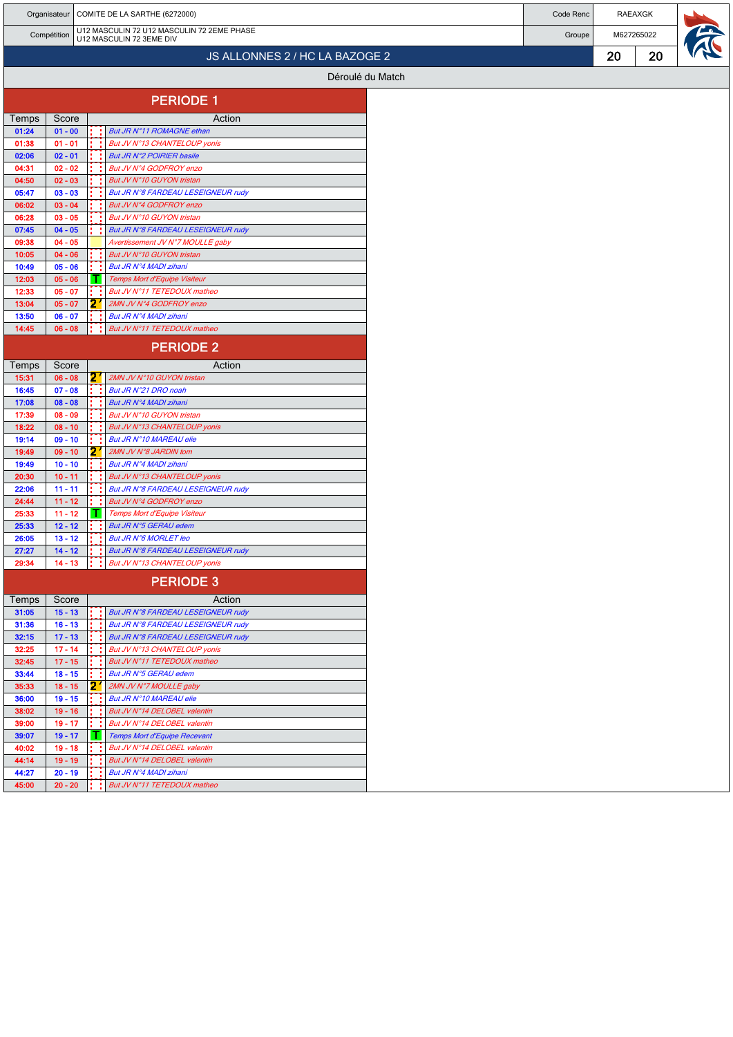| Organisateur | COMITE DE LA SARTHE (6272000) | Code Renc | RAEAXGK |
|---|---|---|---|
| Compétition | U12 MASCULIN 72 U12 MASCULIN 72 2EME PHASE U12 MASCULIN 72 3EME DIV | Groupe | M627265022 |

## JS ALLONNES 2 / HC LA BAZOGE 2 — 20 | 20

### Déroulé du Match

## PERIODE 1

| Temps | Score | | Action |
|---|---|---|---|
| 01:24 | 01 - 00 | | But JR N°11 ROMAGNE ethan |
| 01:38 | 01 - 01 | | But JV N°13 CHANTELOUP yonis |
| 02:06 | 02 - 01 | | But JR N°2 POIRIER basile |
| 04:31 | 02 - 02 | | But JV N°4 GODFROY enzo |
| 04:50 | 02 - 03 | | But JV N°10 GUYON tristan |
| 05:47 | 03 - 03 | | But JR N°8 FARDEAU LESEIGNEUR rudy |
| 06:02 | 03 - 04 | | But JV N°4 GODFROY enzo |
| 06:28 | 03 - 05 | | But JV N°10 GUYON tristan |
| 07:45 | 04 - 05 | | But JR N°8 FARDEAU LESEIGNEUR rudy |
| 09:38 | 04 - 05 | | Avertissement JV N°7 MOULLE gaby |
| 10:05 | 04 - 06 | | But JV N°10 GUYON tristan |
| 10:49 | 05 - 06 | | But JR N°4 MADI zihani |
| 12:03 | 05 - 06 | T | Temps Mort d'Equipe Visiteur |
| 12:33 | 05 - 07 | | But JV N°11 TETEDOUX matheo |
| 13:04 | 05 - 07 | 2' | 2MN JV N°4 GODFROY enzo |
| 13:50 | 06 - 07 | | But JR N°4 MADI zihani |
| 14:45 | 06 - 08 | | But JV N°11 TETEDOUX matheo |

## PERIODE 2

| Temps | Score | | Action |
|---|---|---|---|
| 15:31 | 06 - 08 | 2' | 2MN JV N°10 GUYON tristan |
| 16:45 | 07 - 08 | | But JR N°21 DRO noah |
| 17:08 | 08 - 08 | | But JR N°4 MADI zihani |
| 17:39 | 08 - 09 | | But JV N°10 GUYON tristan |
| 18:22 | 08 - 10 | | But JV N°13 CHANTELOUP yonis |
| 19:14 | 09 - 10 | | But JR N°10 MAREAU elie |
| 19:49 | 09 - 10 | 2' | 2MN JV N°8 JARDIN tom |
| 19:49 | 10 - 10 | | But JR N°4 MADI zihani |
| 20:30 | 10 - 11 | | But JV N°13 CHANTELOUP yonis |
| 22:06 | 11 - 11 | | But JR N°8 FARDEAU LESEIGNEUR rudy |
| 24:44 | 11 - 12 | | But JV N°4 GODFROY enzo |
| 25:33 | 11 - 12 | T | Temps Mort d'Equipe Visiteur |
| 25:33 | 12 - 12 | | But JR N°5 GERAU edem |
| 26:05 | 13 - 12 | | But JR N°6 MORLET leo |
| 27:27 | 14 - 12 | | But JR N°8 FARDEAU LESEIGNEUR rudy |
| 29:34 | 14 - 13 | | But JV N°13 CHANTELOUP yonis |

## PERIODE 3

| Temps | Score | | Action |
|---|---|---|---|
| 31:05 | 15 - 13 | | But JR N°8 FARDEAU LESEIGNEUR rudy |
| 31:36 | 16 - 13 | | But JR N°8 FARDEAU LESEIGNEUR rudy |
| 32:15 | 17 - 13 | | But JR N°8 FARDEAU LESEIGNEUR rudy |
| 32:25 | 17 - 14 | | But JV N°13 CHANTELOUP yonis |
| 32:45 | 17 - 15 | | But JV N°11 TETEDOUX matheo |
| 33:44 | 18 - 15 | | But JR N°5 GERAU edem |
| 35:33 | 18 - 15 | 2' | 2MN JV N°7 MOULLE gaby |
| 36:00 | 19 - 15 | | But JR N°10 MAREAU elie |
| 38:02 | 19 - 16 | | But JV N°14 DELOBEL valentin |
| 39:00 | 19 - 17 | | But JV N°14 DELOBEL valentin |
| 39:07 | 19 - 17 | T | Temps Mort d'Equipe Recevant |
| 40:02 | 19 - 18 | | But JV N°14 DELOBEL valentin |
| 44:14 | 19 - 19 | | But JV N°14 DELOBEL valentin |
| 44:27 | 20 - 19 | | But JR N°4 MADI zihani |
| 45:00 | 20 - 20 | | But JV N°11 TETEDOUX matheo |